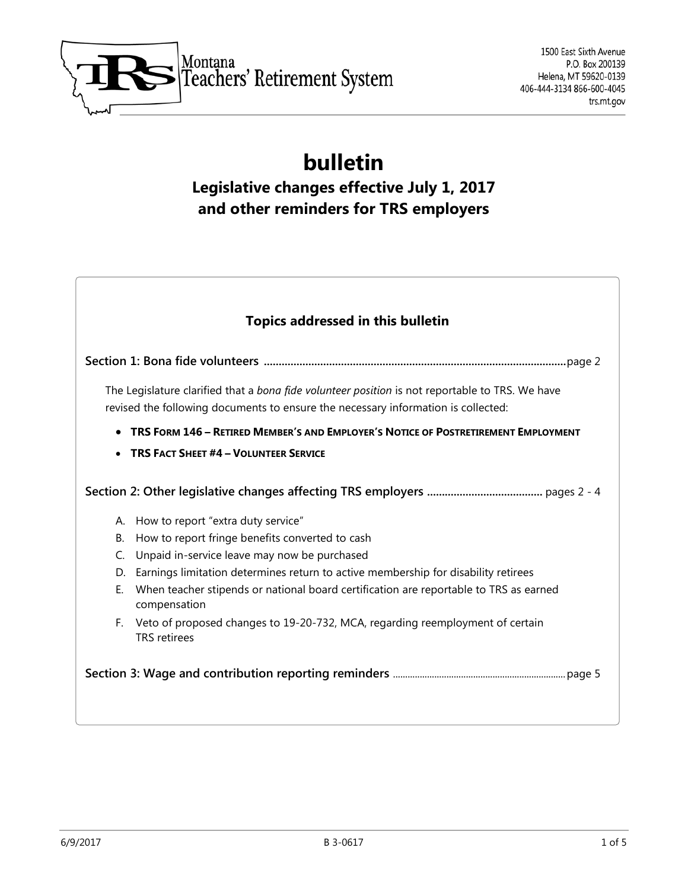Montana Teachers' Retirement System

1500 East Sixth Avenue
P.O. Box 200139
Helena, MT 59620-0139
406-444-3134 866-600-4045
trs.mt.gov

# bulletin

## Legislative changes effective July 1, 2017 and other reminders for TRS employers

### Topics addressed in this bulletin

**Section 1: Bona fide volunteers** ........................................................................................ page 2

The Legislature clarified that a *bona fide volunteer position* is not reportable to TRS. We have revised the following documents to ensure the necessary information is collected:

- **TRS FORM 146 – RETIRED MEMBER'S AND EMPLOYER'S NOTICE OF POSTRETIREMENT EMPLOYMENT**
- **TRS FACT SHEET #4 – VOLUNTEER SERVICE**

**Section 2: Other legislative changes affecting TRS employers** ....................................... pages 2 - 4

A. How to report "extra duty service"
B. How to report fringe benefits converted to cash
C. Unpaid in-service leave may now be purchased
D. Earnings limitation determines return to active membership for disability retirees
E. When teacher stipends or national board certification are reportable to TRS as earned compensation
F. Veto of proposed changes to 19-20-732, MCA, regarding reemployment of certain TRS retirees

**Section 3: Wage and contribution reporting reminders** ........................................................ page 5

6/9/2017 B 3-0617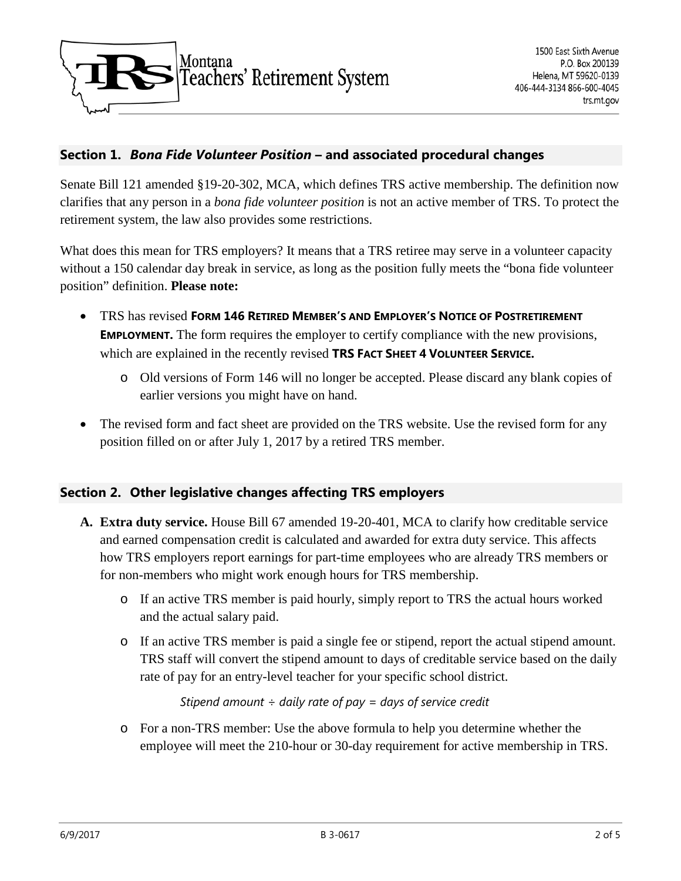## Section 1. *Bona Fide Volunteer Position* – and associated procedural changes

Senate Bill 121 amended §19-20-302, MCA, which defines TRS active membership. The definition now clarifies that any person in a *bona fide volunteer position* is not an active member of TRS. To protect the retirement system, the law also provides some restrictions.

What does this mean for TRS employers? It means that a TRS retiree may serve in a volunteer capacity without a 150 calendar day break in service, as long as the position fully meets the "bona fide volunteer position" definition. **Please note:**

- TRS has revised **FORM 146 RETIRED MEMBER'S AND EMPLOYER'S NOTICE OF POSTRETIREMENT EMPLOYMENT.** The form requires the employer to certify compliance with the new provisions, which are explained in the recently revised **TRS FACT SHEET 4 VOLUNTEER SERVICE.**
  - Old versions of Form 146 will no longer be accepted. Please discard any blank copies of earlier versions you might have on hand.
- The revised form and fact sheet are provided on the TRS website. Use the revised form for any position filled on or after July 1, 2017 by a retired TRS member.

## Section 2. Other legislative changes affecting TRS employers

**A. Extra duty service.** House Bill 67 amended 19-20-401, MCA to clarify how creditable service and earned compensation credit is calculated and awarded for extra duty service. This affects how TRS employers report earnings for part-time employees who are already TRS members or for non-members who might work enough hours for TRS membership.

- If an active TRS member is paid hourly, simply report to TRS the actual hours worked and the actual salary paid.
- If an active TRS member is paid a single fee or stipend, report the actual stipend amount. TRS staff will convert the stipend amount to days of creditable service based on the daily rate of pay for an entry-level teacher for your specific school district.

  *Stipend amount ÷ daily rate of pay = days of service credit*

- For a non-TRS member: Use the above formula to help you determine whether the employee will meet the 210-hour or 30-day requirement for active membership in TRS.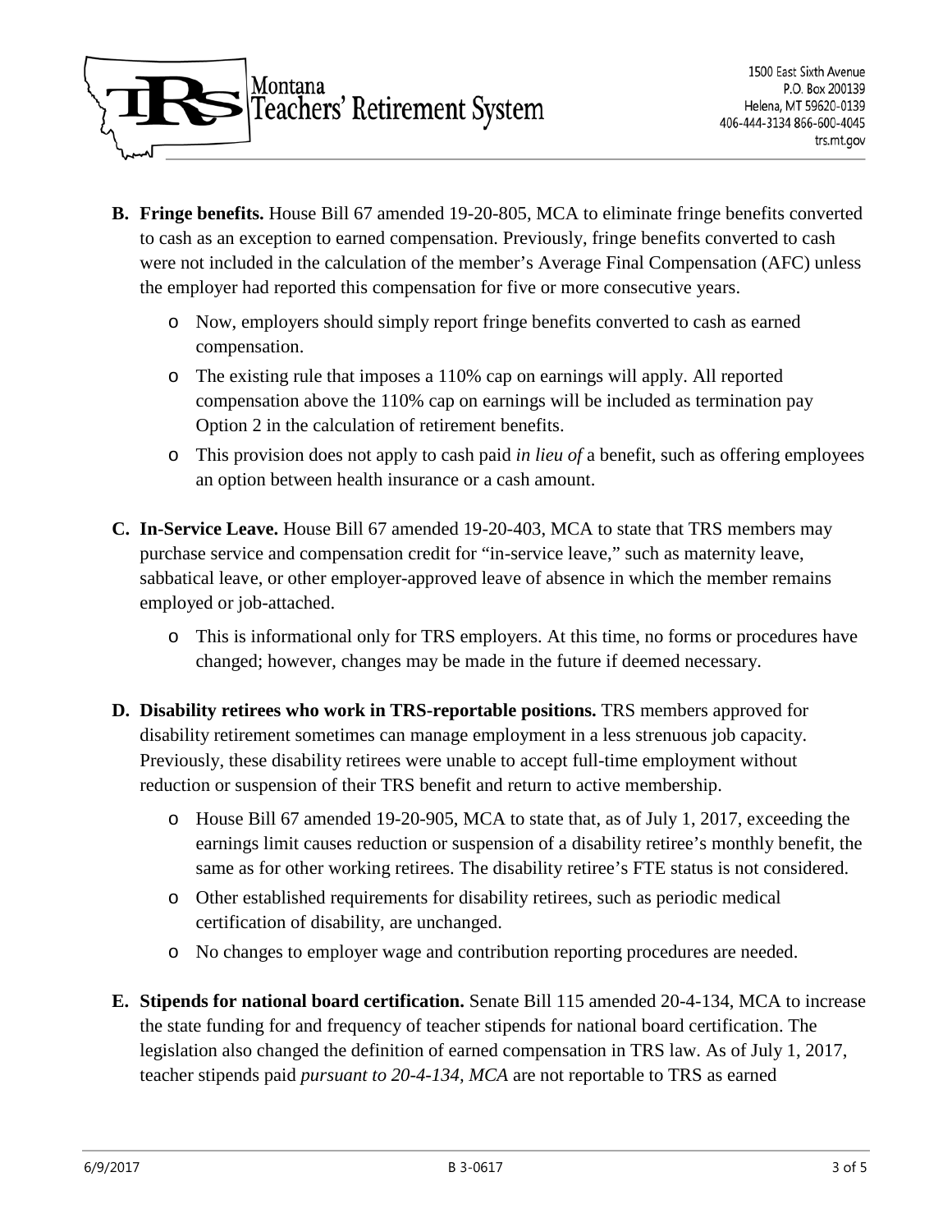**B. Fringe benefits.** House Bill 67 amended 19-20-805, MCA to eliminate fringe benefits converted to cash as an exception to earned compensation. Previously, fringe benefits converted to cash were not included in the calculation of the member's Average Final Compensation (AFC) unless the employer had reported this compensation for five or more consecutive years.

- Now, employers should simply report fringe benefits converted to cash as earned compensation.
- The existing rule that imposes a 110% cap on earnings will apply. All reported compensation above the 110% cap on earnings will be included as termination pay Option 2 in the calculation of retirement benefits.
- This provision does not apply to cash paid *in lieu of* a benefit, such as offering employees an option between health insurance or a cash amount.

**C. In-Service Leave.** House Bill 67 amended 19-20-403, MCA to state that TRS members may purchase service and compensation credit for "in-service leave," such as maternity leave, sabbatical leave, or other employer-approved leave of absence in which the member remains employed or job-attached.

- This is informational only for TRS employers. At this time, no forms or procedures have changed; however, changes may be made in the future if deemed necessary.

**D. Disability retirees who work in TRS-reportable positions.** TRS members approved for disability retirement sometimes can manage employment in a less strenuous job capacity. Previously, these disability retirees were unable to accept full-time employment without reduction or suspension of their TRS benefit and return to active membership.

- House Bill 67 amended 19-20-905, MCA to state that, as of July 1, 2017, exceeding the earnings limit causes reduction or suspension of a disability retiree's monthly benefit, the same as for other working retirees. The disability retiree's FTE status is not considered.
- Other established requirements for disability retirees, such as periodic medical certification of disability, are unchanged.
- No changes to employer wage and contribution reporting procedures are needed.

**E. Stipends for national board certification.** Senate Bill 115 amended 20-4-134, MCA to increase the state funding for and frequency of teacher stipends for national board certification. The legislation also changed the definition of earned compensation in TRS law. As of July 1, 2017, teacher stipends paid *pursuant to 20-4-134, MCA* are not reportable to TRS as earned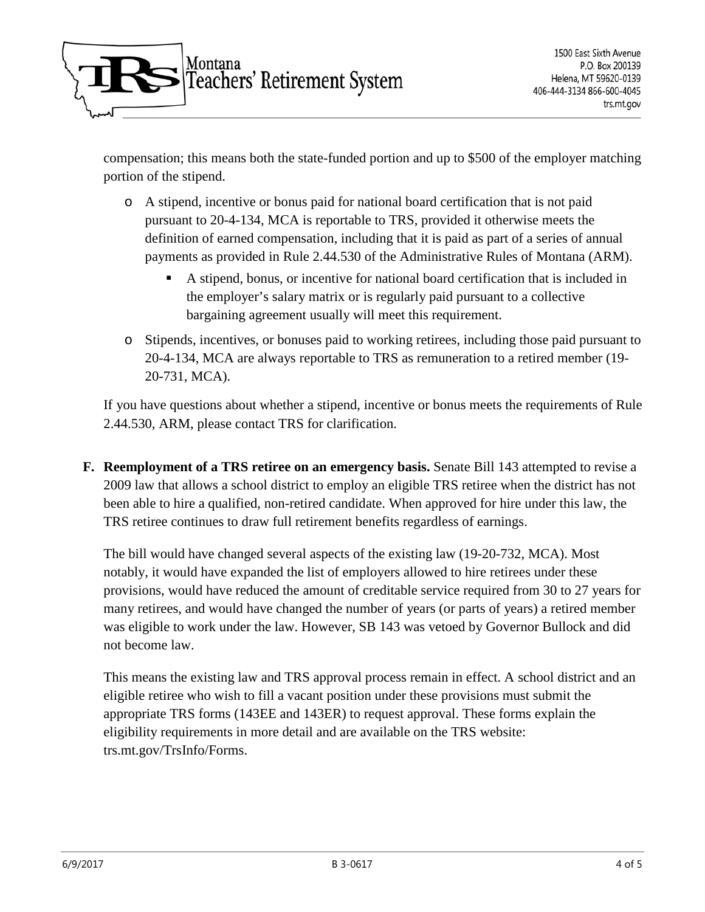compensation; this means both the state-funded portion and up to $500 of the employer matching portion of the stipend.

- A stipend, incentive or bonus paid for national board certification that is not paid pursuant to 20-4-134, MCA is reportable to TRS, provided it otherwise meets the definition of earned compensation, including that it is paid as part of a series of annual payments as provided in Rule 2.44.530 of the Administrative Rules of Montana (ARM).
  - A stipend, bonus, or incentive for national board certification that is included in the employer's salary matrix or is regularly paid pursuant to a collective bargaining agreement usually will meet this requirement.
- Stipends, incentives, or bonuses paid to working retirees, including those paid pursuant to 20-4-134, MCA are always reportable to TRS as remuneration to a retired member (19-20-731, MCA).

If you have questions about whether a stipend, incentive or bonus meets the requirements of Rule 2.44.530, ARM, please contact TRS for clarification.

**F. Reemployment of a TRS retiree on an emergency basis.** Senate Bill 143 attempted to revise a 2009 law that allows a school district to employ an eligible TRS retiree when the district has not been able to hire a qualified, non-retired candidate. When approved for hire under this law, the TRS retiree continues to draw full retirement benefits regardless of earnings.

The bill would have changed several aspects of the existing law (19-20-732, MCA). Most notably, it would have expanded the list of employers allowed to hire retirees under these provisions, would have reduced the amount of creditable service required from 30 to 27 years for many retirees, and would have changed the number of years (or parts of years) a retired member was eligible to work under the law. However, SB 143 was vetoed by Governor Bullock and did not become law.

This means the existing law and TRS approval process remain in effect. A school district and an eligible retiree who wish to fill a vacant position under these provisions must submit the appropriate TRS forms (143EE and 143ER) to request approval. These forms explain the eligibility requirements in more detail and are available on the TRS website: trs.mt.gov/TrsInfo/Forms.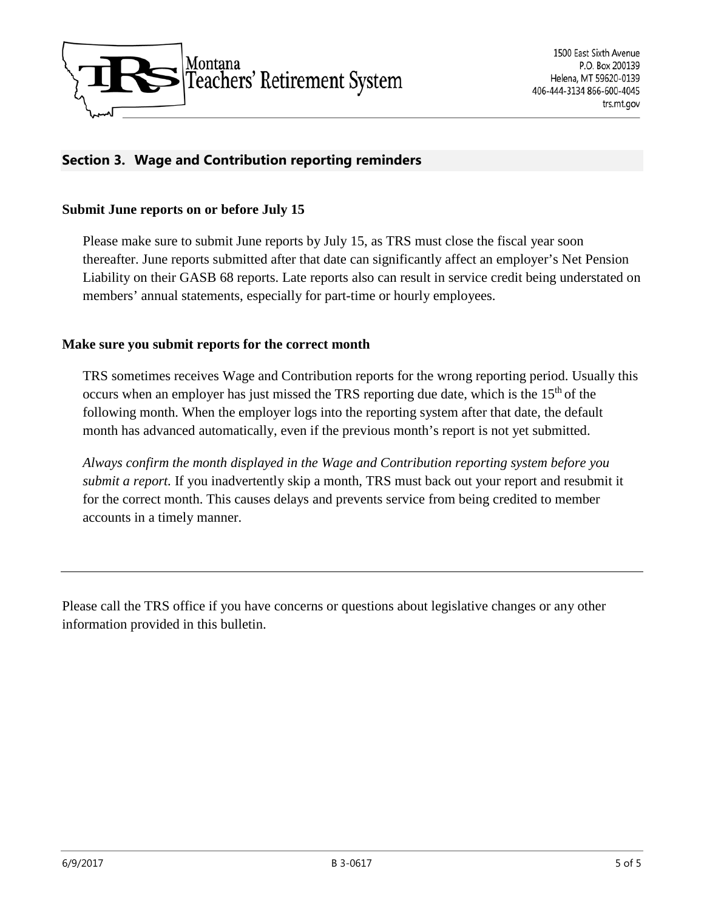## Section 3. Wage and Contribution reporting reminders

**Submit June reports on or before July 15**

Please make sure to submit June reports by July 15, as TRS must close the fiscal year soon thereafter. June reports submitted after that date can significantly affect an employer's Net Pension Liability on their GASB 68 reports. Late reports also can result in service credit being understated on members' annual statements, especially for part-time or hourly employees.

**Make sure you submit reports for the correct month**

TRS sometimes receives Wage and Contribution reports for the wrong reporting period. Usually this occurs when an employer has just missed the TRS reporting due date, which is the 15th of the following month. When the employer logs into the reporting system after that date, the default month has advanced automatically, even if the previous month's report is not yet submitted.

*Always confirm the month displayed in the Wage and Contribution reporting system before you submit a report.* If you inadvertently skip a month, TRS must back out your report and resubmit it for the correct month. This causes delays and prevents service from being credited to member accounts in a timely manner.

---

Please call the TRS office if you have concerns or questions about legislative changes or any other information provided in this bulletin.